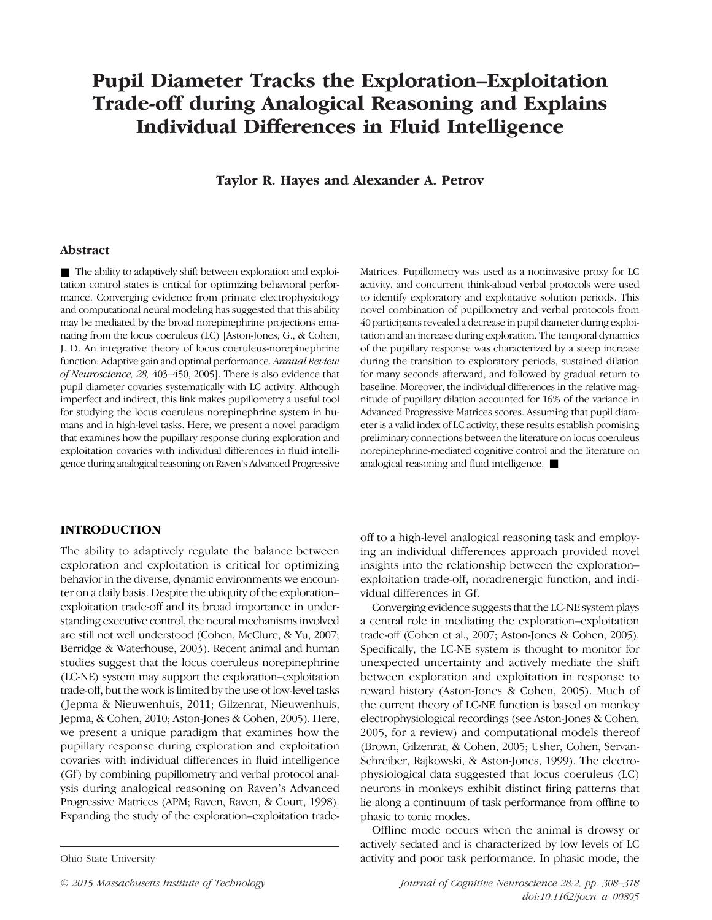# Pupil Diameter Tracks the Exploration–Exploitation Trade-off during Analogical Reasoning and Explains Individual Differences in Fluid Intelligence

**Taylor R. Hayes and Alexander A. Petrov**

## Abstract

■ The ability to adaptively shift between exploration and exploitation control states is critical for optimizing behavioral performance. Converging evidence from primate electrophysiology and computational neural modeling has suggested that this ability may be mediated by the broad norepinephrine projections emanating from the locus coeruleus (LC) [Aston-Jones, G., & Cohen, J. D. An integrative theory of locus coeruleus-norepinephrine function: Adaptive gain and optimal performance. *Annual Review of Neuroscience, 28,* 403–450, 2005]. There is also evidence that pupil diameter covaries systematically with LC activity. Although imperfect and indirect, this link makes pupillometry a useful tool for studying the locus coeruleus norepinephrine system in humans and in high-level tasks. Here, we present a novel paradigm that examines how the pupillary response during exploration and exploitation covaries with individual differences in fluid intelligence during analogical reasoning on Raven's Advanced Progressive Matrices. Pupillometry was used as a noninvasive proxy for LC activity, and concurrent think-aloud verbal protocols were used to identify exploratory and exploitative solution periods. This novel combination of pupillometry and verbal protocols from 40 participants revealed a decrease in pupil diameter during exploitation and an increase during exploration. The temporal dynamics of the pupillary response was characterized by a steep increase during the transition to exploratory periods, sustained dilation for many seconds afterward, and followed by gradual return to baseline. Moreover, the individual differences in the relative magnitude of pupillary dilation accounted for 16% of the variance in Advanced Progressive Matrices scores. Assuming that pupil diameter is a valid index of LC activity, these results establish promising preliminary connections between the literature on locus coeruleus norepinephrine-mediated cognitive control and the literature on analogical reasoning and fluid intelligence. ■

## INTRODUCTION

The ability to adaptively regulate the balance between exploration and exploitation is critical for optimizing behavior in the diverse, dynamic environments we encounter on a daily basis. Despite the ubiquity of the exploration–exploitation trade-off and its broad importance in understanding executive control, the neural mechanisms involved are still not well understood (Cohen, McClure, & Yu, 2007; Berridge & Waterhouse, 2003). Recent animal and human studies suggest that the locus coeruleus norepinephrine (LC-NE) system may support the exploration–exploitation trade-off, but the work is limited by the use of low-level tasks (Jepma & Nieuwenhuis, 2011; Gilzenrat, Nieuwenhuis, Jepma, & Cohen, 2010; Aston-Jones & Cohen, 2005). Here, we present a unique paradigm that examines how the pupillary response during exploration and exploitation covaries with individual differences in fluid intelligence (Gf) by combining pupillometry and verbal protocol analysis during analogical reasoning on Raven's Advanced Progressive Matrices (APM; Raven, Raven, & Court, 1998). Expanding the study of the exploration–exploitation trade-off to a high-level analogical reasoning task and employing an individual differences approach provided novel insights into the relationship between the exploration–exploitation trade-off, noradrenergic function, and individual differences in Gf.

Converging evidence suggests that the LC-NE system plays a central role in mediating the exploration–exploitation trade-off (Cohen et al., 2007; Aston-Jones & Cohen, 2005). Specifically, the LC-NE system is thought to monitor for unexpected uncertainty and actively mediate the shift between exploration and exploitation in response to reward history (Aston-Jones & Cohen, 2005). Much of the current theory of LC-NE function is based on monkey electrophysiological recordings (see Aston-Jones & Cohen, 2005, for a review) and computational models thereof (Brown, Gilzenrat, & Cohen, 2005; Usher, Cohen, Servan-Schreiber, Rajkowski, & Aston-Jones, 1999). The electrophysiological data suggested that locus coeruleus (LC) neurons in monkeys exhibit distinct firing patterns that lie along a continuum of task performance from offline to phasic to tonic modes.

Offline mode occurs when the animal is drowsy or actively sedated and is characterized by low levels of LC activity and poor task performance. In phasic mode, the

Ohio State University

© 2015 Massachusetts Institute of Technology

doi:10.1162/jocn_a_00895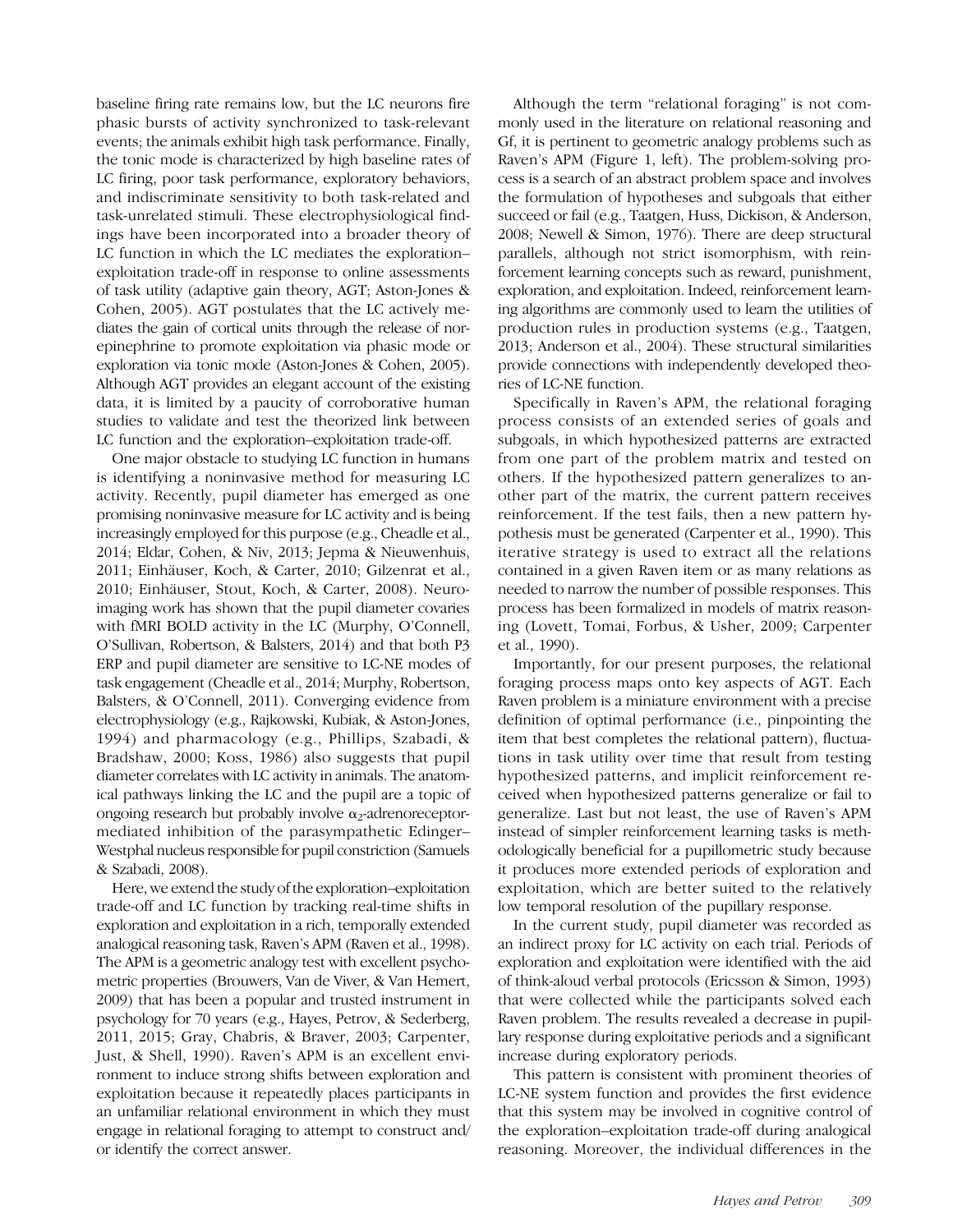baseline firing rate remains low, but the LC neurons fire phasic bursts of activity synchronized to task-relevant events; the animals exhibit high task performance. Finally, the tonic mode is characterized by high baseline rates of LC firing, poor task performance, exploratory behaviors, and indiscriminate sensitivity to both task-related and task-unrelated stimuli. These electrophysiological findings have been incorporated into a broader theory of LC function in which the LC mediates the exploration–exploitation trade-off in response to online assessments of task utility (adaptive gain theory, AGT; Aston-Jones & Cohen, 2005). AGT postulates that the LC actively mediates the gain of cortical units through the release of norepinephrine to promote exploitation via phasic mode or exploration via tonic mode (Aston-Jones & Cohen, 2005). Although AGT provides an elegant account of the existing data, it is limited by a paucity of corroborative human studies to validate and test the theorized link between LC function and the exploration–exploitation trade-off.

One major obstacle to studying LC function in humans is identifying a noninvasive method for measuring LC activity. Recently, pupil diameter has emerged as one promising noninvasive measure for LC activity and is being increasingly employed for this purpose (e.g., Cheadle et al., 2014; Eldar, Cohen, & Niv, 2013; Jepma & Nieuwenhuis, 2011; Einhäuser, Koch, & Carter, 2010; Gilzenrat et al., 2010; Einhäuser, Stout, Koch, & Carter, 2008). Neuroimaging work has shown that the pupil diameter covaries with fMRI BOLD activity in the LC (Murphy, O'Connell, O'Sullivan, Robertson, & Balsters, 2014) and that both P3 ERP and pupil diameter are sensitive to LC-NE modes of task engagement (Cheadle et al., 2014; Murphy, Robertson, Balsters, & O'Connell, 2011). Converging evidence from electrophysiology (e.g., Rajkowski, Kubiak, & Aston-Jones, 1994) and pharmacology (e.g., Phillips, Szabadi, & Bradshaw, 2000; Koss, 1986) also suggests that pupil diameter correlates with LC activity in animals. The anatomical pathways linking the LC and the pupil are a topic of ongoing research but probably involve $\alpha_2$-adrenoreceptor-mediated inhibition of the parasympathetic Edinger–Westphal nucleus responsible for pupil constriction (Samuels & Szabadi, 2008).

Here, we extend the study of the exploration–exploitation trade-off and LC function by tracking real-time shifts in exploration and exploitation in a rich, temporally extended analogical reasoning task, Raven's APM (Raven et al., 1998). The APM is a geometric analogy test with excellent psychometric properties (Brouwers, Van de Viver, & Van Hemert, 2009) that has been a popular and trusted instrument in psychology for 70 years (e.g., Hayes, Petrov, & Sederberg, 2011, 2015; Gray, Chabris, & Braver, 2003; Carpenter, Just, & Shell, 1990). Raven's APM is an excellent environment to induce strong shifts between exploration and exploitation because it repeatedly places participants in an unfamiliar relational environment in which they must engage in relational foraging to attempt to construct and/or identify the correct answer.

Although the term "relational foraging" is not commonly used in the literature on relational reasoning and Gf, it is pertinent to geometric analogy problems such as Raven's APM (Figure 1, left). The problem-solving process is a search of an abstract problem space and involves the formulation of hypotheses and subgoals that either succeed or fail (e.g., Taatgen, Huss, Dickison, & Anderson, 2008; Newell & Simon, 1976). There are deep structural parallels, although not strict isomorphism, with reinforcement learning concepts such as reward, punishment, exploration, and exploitation. Indeed, reinforcement learning algorithms are commonly used to learn the utilities of production rules in production systems (e.g., Taatgen, 2013; Anderson et al., 2004). These structural similarities provide connections with independently developed theories of LC-NE function.

Specifically in Raven's APM, the relational foraging process consists of an extended series of goals and subgoals, in which hypothesized patterns are extracted from one part of the problem matrix and tested on others. If the hypothesized pattern generalizes to another part of the matrix, the current pattern receives reinforcement. If the test fails, then a new pattern hypothesis must be generated (Carpenter et al., 1990). This iterative strategy is used to extract all the relations contained in a given Raven item or as many relations as needed to narrow the number of possible responses. This process has been formalized in models of matrix reasoning (Lovett, Tomai, Forbus, & Usher, 2009; Carpenter et al., 1990).

Importantly, for our present purposes, the relational foraging process maps onto key aspects of AGT. Each Raven problem is a miniature environment with a precise definition of optimal performance (i.e., pinpointing the item that best completes the relational pattern), fluctuations in task utility over time that result from testing hypothesized patterns, and implicit reinforcement received when hypothesized patterns generalize or fail to generalize. Last but not least, the use of Raven's APM instead of simpler reinforcement learning tasks is methodologically beneficial for a pupillometric study because it produces more extended periods of exploration and exploitation, which are better suited to the relatively low temporal resolution of the pupillary response.

In the current study, pupil diameter was recorded as an indirect proxy for LC activity on each trial. Periods of exploration and exploitation were identified with the aid of think-aloud verbal protocols (Ericsson & Simon, 1993) that were collected while the participants solved each Raven problem. The results revealed a decrease in pupillary response during exploitative periods and a significant increase during exploratory periods.

This pattern is consistent with prominent theories of LC-NE system function and provides the first evidence that this system may be involved in cognitive control of the exploration–exploitation trade-off during analogical reasoning. Moreover, the individual differences in the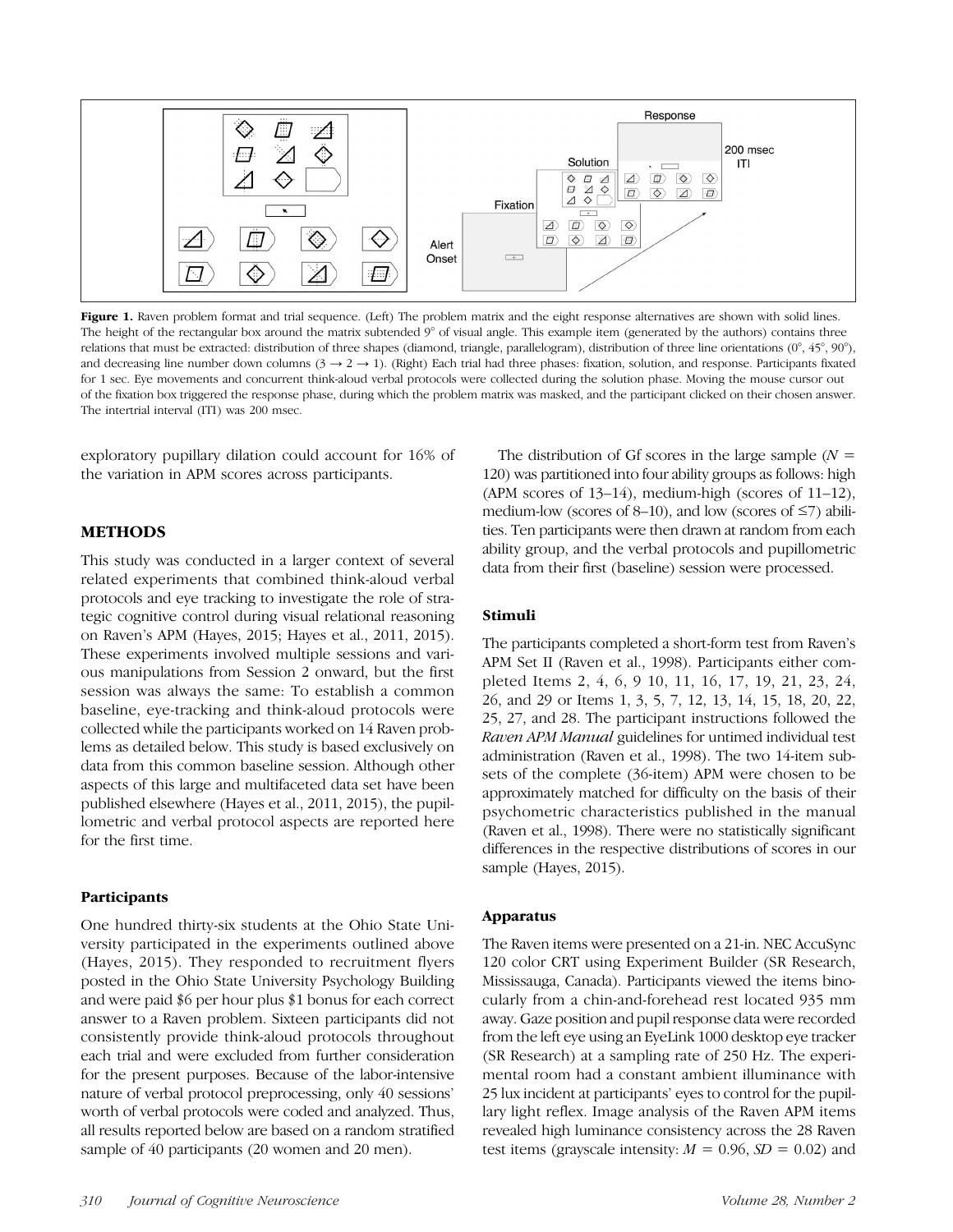Figure 1. Raven problem format and trial sequence. (Left) The problem matrix and the eight response alternatives are shown with solid lines. The height of the rectangular box around the matrix subtended 9° of visual angle. This example item (generated by the authors) contains three relations that must be extracted: distribution of three shapes (diamond, triangle, parallelogram), distribution of three line orientations (0°, 45°, 90°), and decreasing line number down columns (3 → 2 → 1). (Right) Each trial had three phases: fixation, solution, and response. Participants fixated for 1 sec. Eye movements and concurrent think-aloud verbal protocols were collected during the solution phase. Moving the mouse cursor out of the fixation box triggered the response phase, during which the problem matrix was masked, and the participant clicked on their chosen answer. The intertrial interval (ITI) was 200 msec.

exploratory pupillary dilation could account for 16% of the variation in APM scores across participants.

## METHODS

This study was conducted in a larger context of several related experiments that combined think-aloud verbal protocols and eye tracking to investigate the role of strategic cognitive control during visual relational reasoning on Raven's APM (Hayes, 2015; Hayes et al., 2011, 2015). These experiments involved multiple sessions and various manipulations from Session 2 onward, but the first session was always the same: To establish a common baseline, eye-tracking and think-aloud protocols were collected while the participants worked on 14 Raven problems as detailed below. This study is based exclusively on data from this common baseline session. Although other aspects of this large and multifaceted data set have been published elsewhere (Hayes et al., 2011, 2015), the pupillometric and verbal protocol aspects are reported here for the first time.

### Participants

One hundred thirty-six students at the Ohio State University participated in the experiments outlined above (Hayes, 2015). They responded to recruitment flyers posted in the Ohio State University Psychology Building and were paid $6 per hour plus $1 bonus for each correct answer to a Raven problem. Sixteen participants did not consistently provide think-aloud protocols throughout each trial and were excluded from further consideration for the present purposes. Because of the labor-intensive nature of verbal protocol preprocessing, only 40 sessions' worth of verbal protocols were coded and analyzed. Thus, all results reported below are based on a random stratified sample of 40 participants (20 women and 20 men).

The distribution of Gf scores in the large sample ($N$ = 120) was partitioned into four ability groups as follows: high (APM scores of 13–14), medium-high (scores of 11–12), medium-low (scores of 8–10), and low (scores of ≤7) abilities. Ten participants were then drawn at random from each ability group, and the verbal protocols and pupillometric data from their first (baseline) session were processed.

### Stimuli

The participants completed a short-form test from Raven's APM Set II (Raven et al., 1998). Participants either completed Items 2, 4, 6, 9 10, 11, 16, 17, 19, 21, 23, 24, 26, and 29 or Items 1, 3, 5, 7, 12, 13, 14, 15, 18, 20, 22, 25, 27, and 28. The participant instructions followed the *Raven APM Manual* guidelines for untimed individual test administration (Raven et al., 1998). The two 14-item subsets of the complete (36-item) APM were chosen to be approximately matched for difficulty on the basis of their psychometric characteristics published in the manual (Raven et al., 1998). There were no statistically significant differences in the respective distributions of scores in our sample (Hayes, 2015).

### Apparatus

The Raven items were presented on a 21-in. NEC AccuSync 120 color CRT using Experiment Builder (SR Research, Mississauga, Canada). Participants viewed the items binocularly from a chin-and-forehead rest located 935 mm away. Gaze position and pupil response data were recorded from the left eye using an EyeLink 1000 desktop eye tracker (SR Research) at a sampling rate of 250 Hz. The experimental room had a constant ambient illuminance with 25 lux incident at participants' eyes to control for the pupillary light reflex. Image analysis of the Raven APM items revealed high luminance consistency across the 28 Raven test items (grayscale intensity: $M$ = 0.96, $SD$ = 0.02) and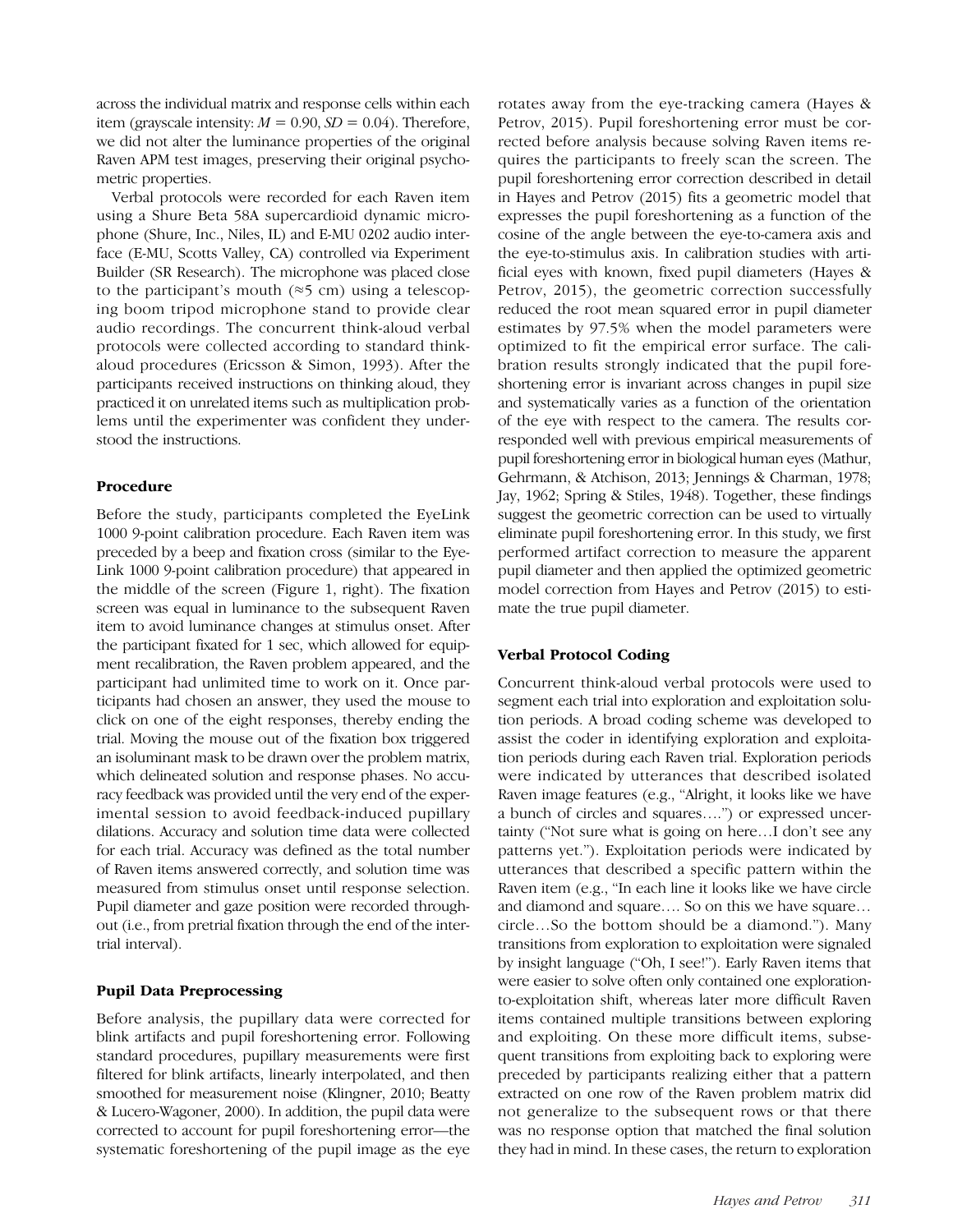across the individual matrix and response cells within each item (grayscale intensity: $M = 0.90$, $SD = 0.04$). Therefore, we did not alter the luminance properties of the original Raven APM test images, preserving their original psychometric properties.

Verbal protocols were recorded for each Raven item using a Shure Beta 58A supercardioid dynamic microphone (Shure, Inc., Niles, IL) and E-MU 0202 audio interface (E-MU, Scotts Valley, CA) controlled via Experiment Builder (SR Research). The microphone was placed close to the participant's mouth (≈5 cm) using a telescoping boom tripod microphone stand to provide clear audio recordings. The concurrent think-aloud verbal protocols were collected according to standard think-aloud procedures (Ericsson & Simon, 1993). After the participants received instructions on thinking aloud, they practiced it on unrelated items such as multiplication problems until the experimenter was confident they understood the instructions.

### Procedure

Before the study, participants completed the EyeLink 1000 9-point calibration procedure. Each Raven item was preceded by a beep and fixation cross (similar to the EyeLink 1000 9-point calibration procedure) that appeared in the middle of the screen (Figure 1, right). The fixation screen was equal in luminance to the subsequent Raven item to avoid luminance changes at stimulus onset. After the participant fixated for 1 sec, which allowed for equipment recalibration, the Raven problem appeared, and the participant had unlimited time to work on it. Once participants had chosen an answer, they used the mouse to click on one of the eight responses, thereby ending the trial. Moving the mouse out of the fixation box triggered an isoluminant mask to be drawn over the problem matrix, which delineated solution and response phases. No accuracy feedback was provided until the very end of the experimental session to avoid feedback-induced pupillary dilations. Accuracy and solution time data were collected for each trial. Accuracy was defined as the total number of Raven items answered correctly, and solution time was measured from stimulus onset until response selection. Pupil diameter and gaze position were recorded throughout (i.e., from pretrial fixation through the end of the intertrial interval).

### Pupil Data Preprocessing

Before analysis, the pupillary data were corrected for blink artifacts and pupil foreshortening error. Following standard procedures, pupillary measurements were first filtered for blink artifacts, linearly interpolated, and then smoothed for measurement noise (Klingner, 2010; Beatty & Lucero-Wagoner, 2000). In addition, the pupil data were corrected to account for pupil foreshortening error—the systematic foreshortening of the pupil image as the eye rotates away from the eye-tracking camera (Hayes & Petrov, 2015). Pupil foreshortening error must be corrected before analysis because solving Raven items requires the participants to freely scan the screen. The pupil foreshortening error correction described in detail in Hayes and Petrov (2015) fits a geometric model that expresses the pupil foreshortening as a function of the cosine of the angle between the eye-to-camera axis and the eye-to-stimulus axis. In calibration studies with artificial eyes with known, fixed pupil diameters (Hayes & Petrov, 2015), the geometric correction successfully reduced the root mean squared error in pupil diameter estimates by 97.5% when the model parameters were optimized to fit the empirical error surface. The calibration results strongly indicated that the pupil foreshortening error is invariant across changes in pupil size and systematically varies as a function of the orientation of the eye with respect to the camera. The results corresponded well with previous empirical measurements of pupil foreshortening error in biological human eyes (Mathur, Gehrmann, & Atchison, 2013; Jennings & Charman, 1978; Jay, 1962; Spring & Stiles, 1948). Together, these findings suggest the geometric correction can be used to virtually eliminate pupil foreshortening error. In this study, we first performed artifact correction to measure the apparent pupil diameter and then applied the optimized geometric model correction from Hayes and Petrov (2015) to estimate the true pupil diameter.

### Verbal Protocol Coding

Concurrent think-aloud verbal protocols were used to segment each trial into exploration and exploitation solution periods. A broad coding scheme was developed to assist the coder in identifying exploration and exploitation periods during each Raven trial. Exploration periods were indicated by utterances that described isolated Raven image features (e.g., "Alright, it looks like we have a bunch of circles and squares….") or expressed uncertainty ("Not sure what is going on here…I don't see any patterns yet."). Exploitation periods were indicated by utterances that described a specific pattern within the Raven item (e.g., "In each line it looks like we have circle and diamond and square…. So on this we have square… circle…So the bottom should be a diamond."). Many transitions from exploration to exploitation were signaled by insight language ("Oh, I see!"). Early Raven items that were easier to solve often only contained one exploration-to-exploitation shift, whereas later more difficult Raven items contained multiple transitions between exploring and exploiting. On these more difficult items, subsequent transitions from exploiting back to exploring were preceded by participants realizing either that a pattern extracted on one row of the Raven problem matrix did not generalize to the subsequent rows or that there was no response option that matched the final solution they had in mind. In these cases, the return to exploration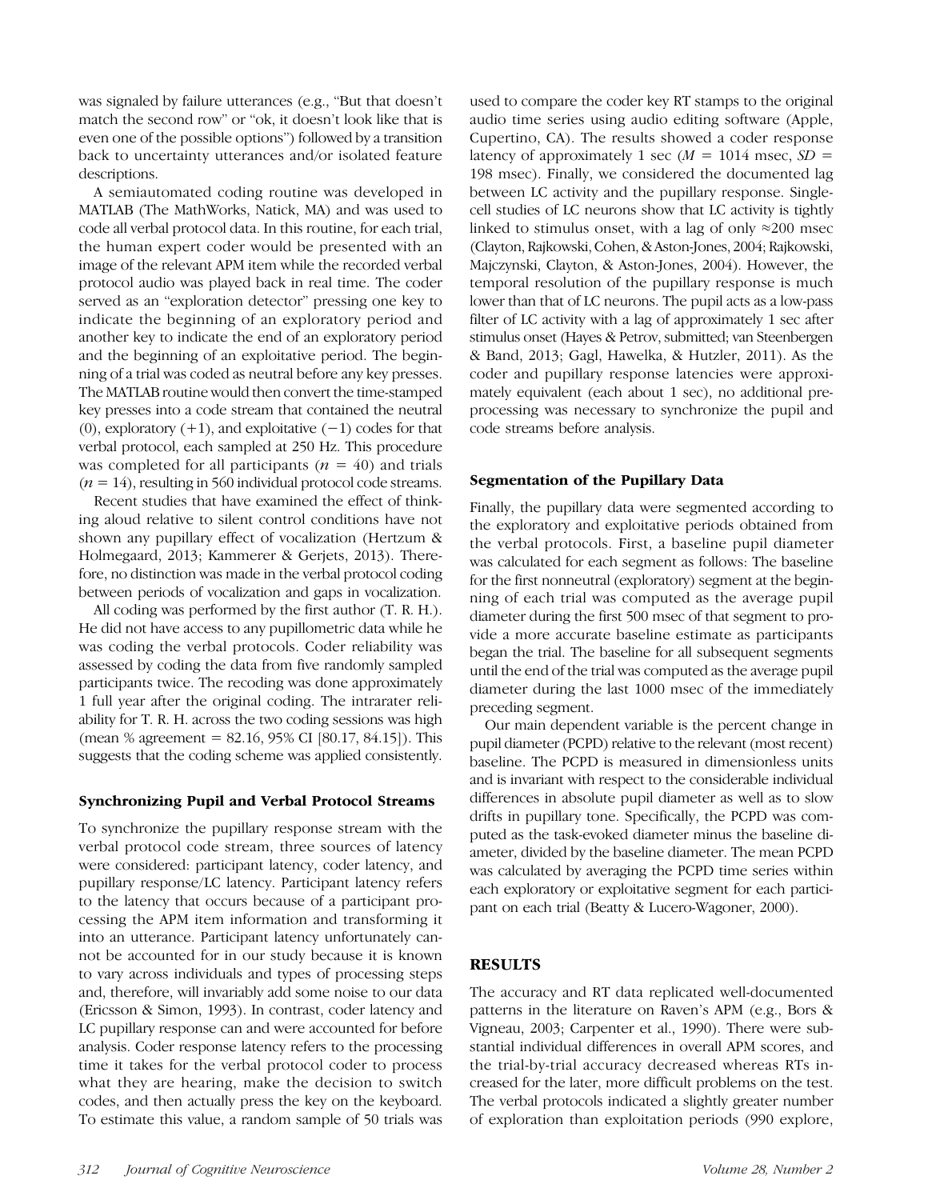was signaled by failure utterances (e.g., "But that doesn't match the second row" or "ok, it doesn't look like that is even one of the possible options") followed by a transition back to uncertainty utterances and/or isolated feature descriptions.

A semiautomated coding routine was developed in MATLAB (The MathWorks, Natick, MA) and was used to code all verbal protocol data. In this routine, for each trial, the human expert coder would be presented with an image of the relevant APM item while the recorded verbal protocol audio was played back in real time. The coder served as an "exploration detector" pressing one key to indicate the beginning of an exploratory period and another key to indicate the end of an exploratory period and the beginning of an exploitative period. The beginning of a trial was coded as neutral before any key presses. The MATLAB routine would then convert the time-stamped key presses into a code stream that contained the neutral (0), exploratory (+1), and exploitative (−1) codes for that verbal protocol, each sampled at 250 Hz. This procedure was completed for all participants ($n$ = 40) and trials ($n$ = 14), resulting in 560 individual protocol code streams.

Recent studies that have examined the effect of thinking aloud relative to silent control conditions have not shown any pupillary effect of vocalization (Hertzum & Holmegaard, 2013; Kammerer & Gerjets, 2013). Therefore, no distinction was made in the verbal protocol coding between periods of vocalization and gaps in vocalization.

All coding was performed by the first author (T. R. H.). He did not have access to any pupillometric data while he was coding the verbal protocols. Coder reliability was assessed by coding the data from five randomly sampled participants twice. The recoding was done approximately 1 full year after the original coding. The intrarater reliability for T. R. H. across the two coding sessions was high (mean % agreement = 82.16, 95% CI [80.17, 84.15]). This suggests that the coding scheme was applied consistently.

### Synchronizing Pupil and Verbal Protocol Streams

To synchronize the pupillary response stream with the verbal protocol code stream, three sources of latency were considered: participant latency, coder latency, and pupillary response/LC latency. Participant latency refers to the latency that occurs because of a participant processing the APM item information and transforming it into an utterance. Participant latency unfortunately cannot be accounted for in our study because it is known to vary across individuals and types of processing steps and, therefore, will invariably add some noise to our data (Ericsson & Simon, 1993). In contrast, coder latency and LC pupillary response can and were accounted for before analysis. Coder response latency refers to the processing time it takes for the verbal protocol coder to process what they are hearing, make the decision to switch codes, and then actually press the key on the keyboard. To estimate this value, a random sample of 50 trials was used to compare the coder key RT stamps to the original audio time series using audio editing software (Apple, Cupertino, CA). The results showed a coder response latency of approximately 1 sec ($M$ = 1014 msec, $SD$ = 198 msec). Finally, we considered the documented lag between LC activity and the pupillary response. Single-cell studies of LC neurons show that LC activity is tightly linked to stimulus onset, with a lag of only ≈200 msec (Clayton, Rajkowski, Cohen, & Aston-Jones, 2004; Rajkowski, Majczynski, Clayton, & Aston-Jones, 2004). However, the temporal resolution of the pupillary response is much lower than that of LC neurons. The pupil acts as a low-pass filter of LC activity with a lag of approximately 1 sec after stimulus onset (Hayes & Petrov, submitted; van Steenbergen & Band, 2013; Gagl, Hawelka, & Hutzler, 2011). As the coder and pupillary response latencies were approximately equivalent (each about 1 sec), no additional preprocessing was necessary to synchronize the pupil and code streams before analysis.

### Segmentation of the Pupillary Data

Finally, the pupillary data were segmented according to the exploratory and exploitative periods obtained from the verbal protocols. First, a baseline pupil diameter was calculated for each segment as follows: The baseline for the first nonneutral (exploratory) segment at the beginning of each trial was computed as the average pupil diameter during the first 500 msec of that segment to provide a more accurate baseline estimate as participants began the trial. The baseline for all subsequent segments until the end of the trial was computed as the average pupil diameter during the last 1000 msec of the immediately preceding segment.

Our main dependent variable is the percent change in pupil diameter (PCPD) relative to the relevant (most recent) baseline. The PCPD is measured in dimensionless units and is invariant with respect to the considerable individual differences in absolute pupil diameter as well as to slow drifts in pupillary tone. Specifically, the PCPD was computed as the task-evoked diameter minus the baseline diameter, divided by the baseline diameter. The mean PCPD was calculated by averaging the PCPD time series within each exploratory or exploitative segment for each participant on each trial (Beatty & Lucero-Wagoner, 2000).

## RESULTS

The accuracy and RT data replicated well-documented patterns in the literature on Raven's APM (e.g., Bors & Vigneau, 2003; Carpenter et al., 1990). There were substantial individual differences in overall APM scores, and the trial-by-trial accuracy decreased whereas RTs increased for the later, more difficult problems on the test. The verbal protocols indicated a slightly greater number of exploration than exploitation periods (990 explore,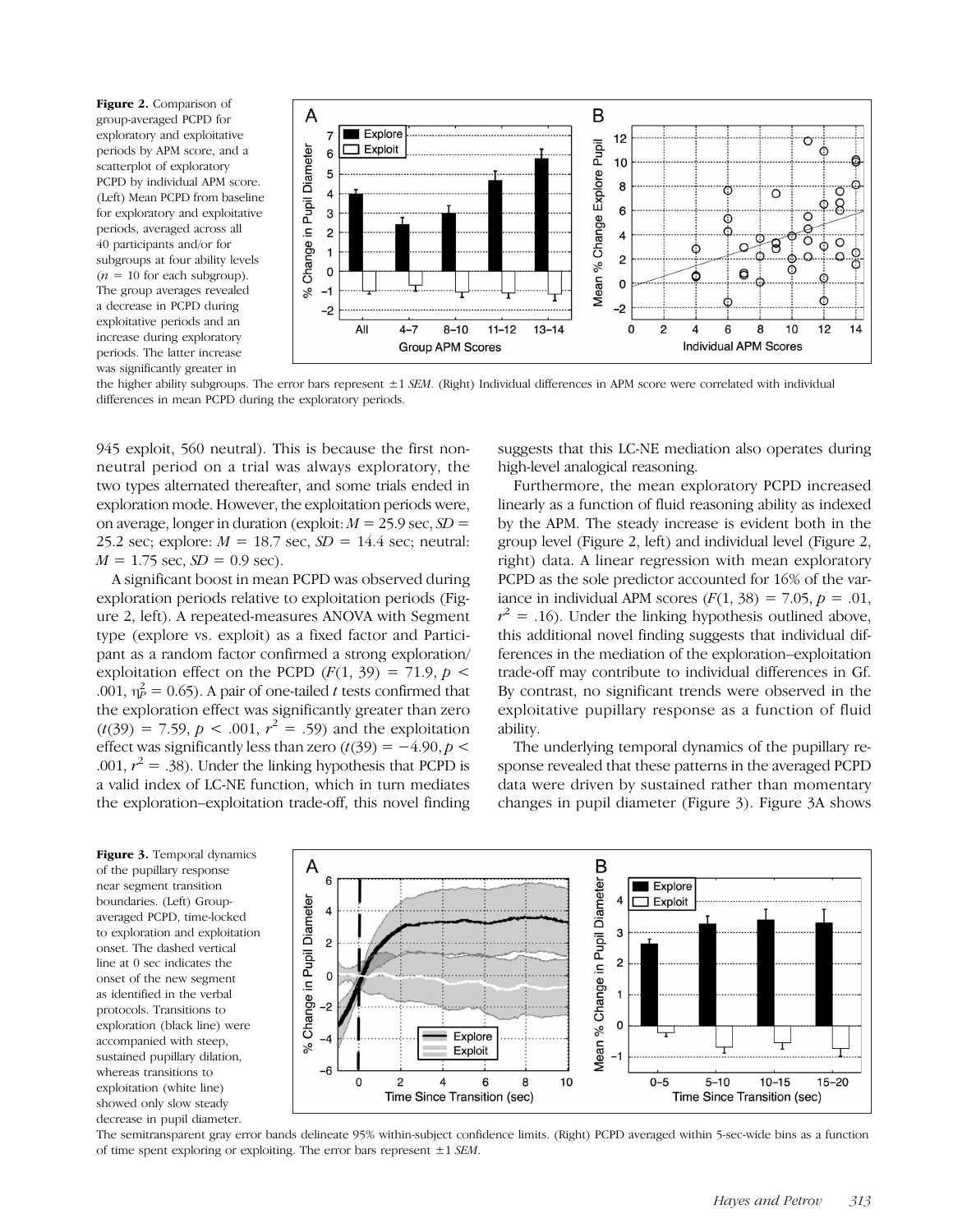**Figure 2.** Comparison of group-averaged PCPD for exploratory and exploitative periods by APM score, and a scatterplot of exploratory PCPD by individual APM score. (Left) Mean PCPD from baseline for exploratory and exploitative periods, averaged across all 40 participants and/or for subgroups at four ability levels ($n$ = 10 for each subgroup). The group averages revealed a decrease in PCPD during exploitative periods and an increase during exploratory periods. The latter increase was significantly greater in the higher ability subgroups. The error bars represent ±1 *SEM*. (Right) Individual differences in APM score were correlated with individual differences in mean PCPD during the exploratory periods.

945 exploit, 560 neutral). This is because the first non-neutral period on a trial was always exploratory, the two types alternated thereafter, and some trials ended in exploration mode. However, the exploitation periods were, on average, longer in duration (exploit: $M$ = 25.9 sec, $SD$ = 25.2 sec; explore: $M$ = 18.7 sec, $SD$ = 14.4 sec; neutral: $M$ = 1.75 sec, $SD$ = 0.9 sec).

A significant boost in mean PCPD was observed during exploration periods relative to exploitation periods (Figure 2, left). A repeated-measures ANOVA with Segment type (explore vs. exploit) as a fixed factor and Participant as a random factor confirmed a strong exploration/exploitation effect on the PCPD ($F(1, 39) = 71.9$, $p < .001$, $\eta_P^2 = 0.65$). A pair of one-tailed $t$ tests confirmed that the exploration effect was significantly greater than zero ($t(39) = 7.59$, $p < .001$, $r^2 = .59$) and the exploitation effect was significantly less than zero ($t(39) = -4.90$, $p < .001$, $r^2 = .38$). Under the linking hypothesis that PCPD is a valid index of LC-NE function, which in turn mediates the exploration–exploitation trade-off, this novel finding suggests that this LC-NE mediation also operates during high-level analogical reasoning.

Furthermore, the mean exploratory PCPD increased linearly as a function of fluid reasoning ability as indexed by the APM. The steady increase is evident both in the group level (Figure 2, left) and individual level (Figure 2, right) data. A linear regression with mean exploratory PCPD as the sole predictor accounted for 16% of the variance in individual APM scores ($F(1, 38) = 7.05$, $p = .01$, $r^2 = .16$). Under the linking hypothesis outlined above, this additional novel finding suggests that individual differences in the mediation of the exploration–exploitation trade-off may contribute to individual differences in Gf. By contrast, no significant trends were observed in the exploitative pupillary response as a function of fluid ability.

The underlying temporal dynamics of the pupillary response revealed that these patterns in the averaged PCPD data were driven by sustained rather than momentary changes in pupil diameter (Figure 3). Figure 3A shows

**Figure 3.** Temporal dynamics of the pupillary response near segment transition boundaries. (Left) Group-averaged PCPD, time-locked to exploration and exploitation onset. The dashed vertical line at 0 sec indicates the onset of the new segment as identified in the verbal protocols. Transitions to exploration (black line) were accompanied with steep, sustained pupillary dilation, whereas transitions to exploitation (white line) showed only slow steady decrease in pupil diameter. The semitransparent gray error bands delineate 95% within-subject confidence limits. (Right) PCPD averaged within 5-sec-wide bins as a function of time spent exploring or exploiting. The error bars represent ±1 *SEM*.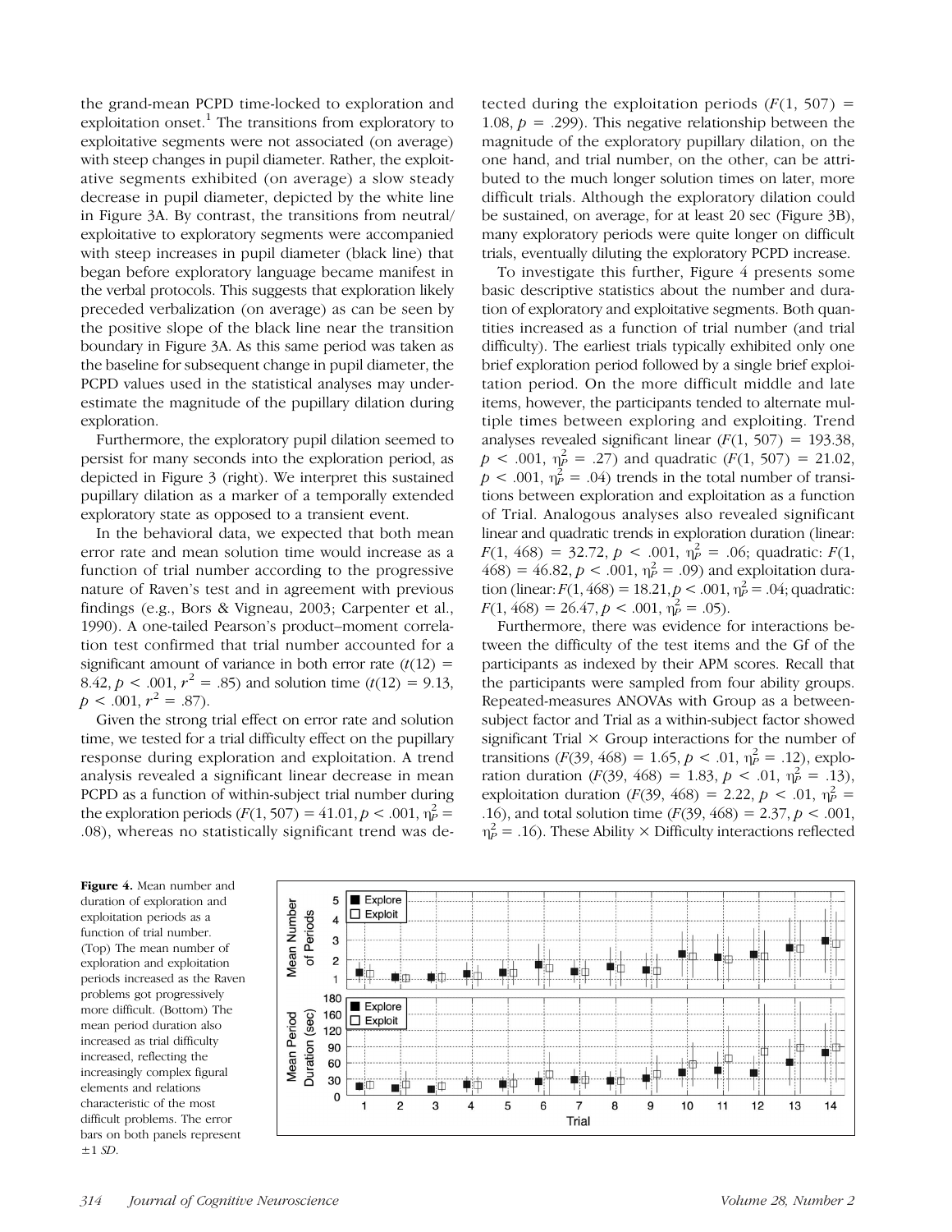the grand-mean PCPD time-locked to exploration and exploitation onset.[1] The transitions from exploratory to exploitative segments were not associated (on average) with steep changes in pupil diameter. Rather, the exploitative segments exhibited (on average) a slow steady decrease in pupil diameter, depicted by the white line in Figure 3A. By contrast, the transitions from neutral/exploitative to exploratory segments were accompanied with steep increases in pupil diameter (black line) that began before exploratory language became manifest in the verbal protocols. This suggests that exploration likely preceded verbalization (on average) as can be seen by the positive slope of the black line near the transition boundary in Figure 3A. As this same period was taken as the baseline for subsequent change in pupil diameter, the PCPD values used in the statistical analyses may underestimate the magnitude of the pupillary dilation during exploration.

Furthermore, the exploratory pupil dilation seemed to persist for many seconds into the exploration period, as depicted in Figure 3 (right). We interpret this sustained pupillary dilation as a marker of a temporally extended exploratory state as opposed to a transient event.

In the behavioral data, we expected that both mean error rate and mean solution time would increase as a function of trial number according to the progressive nature of Raven's test and in agreement with previous findings (e.g., Bors & Vigneau, 2003; Carpenter et al., 1990). A one-tailed Pearson's product–moment correlation test confirmed that trial number accounted for a significant amount of variance in both error rate ($t(12) = 8.42$, $p < .001$, $r^2 = .85$) and solution time ($t(12) = 9.13$, $p < .001$, $r^2 = .87$).

Given the strong trial effect on error rate and solution time, we tested for a trial difficulty effect on the pupillary response during exploration and exploitation. A trend analysis revealed a significant linear decrease in mean PCPD as a function of within-subject trial number during the exploration periods ($F(1, 507) = 41.01$, $p < .001$, $\eta_P^2 = .08$), whereas no statistically significant trend was detected during the exploitation periods ($F(1, 507) = 1.08$, $p = .299$). This negative relationship between the magnitude of the exploratory pupillary dilation, on the one hand, and trial number, on the other, can be attributed to the much longer solution times on later, more difficult trials. Although the exploratory dilation could be sustained, on average, for at least 20 sec (Figure 3B), many exploratory periods were quite longer on difficult trials, eventually diluting the exploratory PCPD increase.

To investigate this further, Figure 4 presents some basic descriptive statistics about the number and duration of exploratory and exploitative segments. Both quantities increased as a function of trial number (and trial difficulty). The earliest trials typically exhibited only one brief exploration period followed by a single brief exploitation period. On the more difficult middle and late items, however, the participants tended to alternate multiple times between exploring and exploiting. Trend analyses revealed significant linear ($F(1, 507) = 193.38$, $p < .001$, $\eta_P^2 = .27$) and quadratic ($F(1, 507) = 21.02$, $p < .001$, $\eta_P^2 = .04$) trends in the total number of transitions between exploration and exploitation as a function of Trial. Analogous analyses also revealed significant linear and quadratic trends in exploration duration (linear: $F(1, 468) = 32.72$, $p < .001$, $\eta_P^2 = .06$; quadratic: $F(1, 468) = 46.82$, $p < .001$, $\eta_P^2 = .09$) and exploitation duration (linear: $F(1, 468) = 18.21$, $p < .001$, $\eta_P^2 = .04$; quadratic: $F(1, 468) = 26.47$, $p < .001$, $\eta_P^2 = .05$).

Furthermore, there was evidence for interactions between the difficulty of the test items and the Gf of the participants as indexed by their APM scores. Recall that the participants were sampled from four ability groups. Repeated-measures ANOVAs with Group as a between-subject factor and Trial as a within-subject factor showed significant Trial × Group interactions for the number of transitions ($F(39, 468) = 1.65$, $p < .01$, $\eta_P^2 = .12$), exploration duration ($F(39, 468) = 1.83$, $p < .01$, $\eta_P^2 = .13$), exploitation duration ($F(39, 468) = 2.22$, $p < .01$, $\eta_P^2 = .16$), and total solution time ($F(39, 468) = 2.37$, $p < .001$, $\eta_P^2 = .16$). These Ability × Difficulty interactions reflected

**Figure 4.** Mean number and duration of exploration and exploitation periods as a function of trial number. (Top) The mean number of exploration and exploitation periods increased as the Raven problems got progressively more difficult. (Bottom) The mean period duration also increased as trial difficulty increased, reflecting the increasingly complex figural elements and relations characteristic of the most difficult problems. The error bars on both panels represent ±1 *SD*.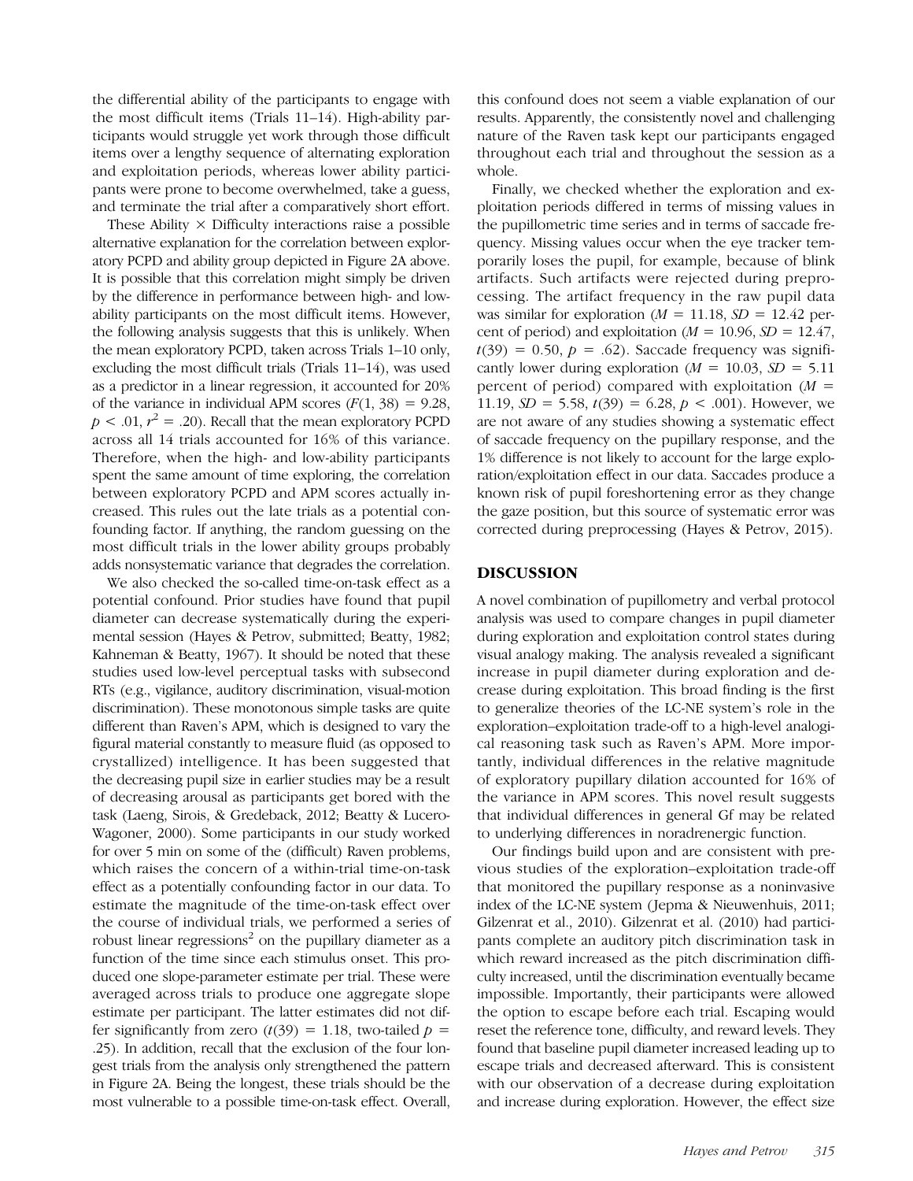the differential ability of the participants to engage with the most difficult items (Trials 11–14). High-ability participants would struggle yet work through those difficult items over a lengthy sequence of alternating exploration and exploitation periods, whereas lower ability participants were prone to become overwhelmed, take a guess, and terminate the trial after a comparatively short effort.

These Ability × Difficulty interactions raise a possible alternative explanation for the correlation between exploratory PCPD and ability group depicted in Figure 2A above. It is possible that this correlation might simply be driven by the difference in performance between high- and low-ability participants on the most difficult items. However, the following analysis suggests that this is unlikely. When the mean exploratory PCPD, taken across Trials 1–10 only, excluding the most difficult trials (Trials 11–14), was used as a predictor in a linear regression, it accounted for 20% of the variance in individual APM scores ($F(1, 38) = 9.28$, $p < .01$, $r^2 = .20$). Recall that the mean exploratory PCPD across all 14 trials accounted for 16% of this variance. Therefore, when the high- and low-ability participants spent the same amount of time exploring, the correlation between exploratory PCPD and APM scores actually increased. This rules out the late trials as a potential confounding factor. If anything, the random guessing on the most difficult trials in the lower ability groups probably adds nonsystematic variance that degrades the correlation.

We also checked the so-called time-on-task effect as a potential confound. Prior studies have found that pupil diameter can decrease systematically during the experimental session (Hayes & Petrov, submitted; Beatty, 1982; Kahneman & Beatty, 1967). It should be noted that these studies used low-level perceptual tasks with subsecond RTs (e.g., vigilance, auditory discrimination, visual-motion discrimination). These monotonous simple tasks are quite different than Raven's APM, which is designed to vary the figural material constantly to measure fluid (as opposed to crystallized) intelligence. It has been suggested that the decreasing pupil size in earlier studies may be a result of decreasing arousal as participants get bored with the task (Laeng, Sirois, & Gredeback, 2012; Beatty & Lucero-Wagoner, 2000). Some participants in our study worked for over 5 min on some of the (difficult) Raven problems, which raises the concern of a within-trial time-on-task effect as a potentially confounding factor in our data. To estimate the magnitude of the time-on-task effect over the course of individual trials, we performed a series of robust linear regressions[2] on the pupillary diameter as a function of the time since each stimulus onset. This produced one slope-parameter estimate per trial. These were averaged across trials to produce one aggregate slope estimate per participant. The latter estimates did not differ significantly from zero ($t(39) = 1.18$, two-tailed $p = .25$). In addition, recall that the exclusion of the four longest trials from the analysis only strengthened the pattern in Figure 2A. Being the longest, these trials should be the most vulnerable to a possible time-on-task effect. Overall, this confound does not seem a viable explanation of our results. Apparently, the consistently novel and challenging nature of the Raven task kept our participants engaged throughout each trial and throughout the session as a whole.

Finally, we checked whether the exploration and exploitation periods differed in terms of missing values in the pupillometric time series and in terms of saccade frequency. Missing values occur when the eye tracker temporarily loses the pupil, for example, because of blink artifacts. Such artifacts were rejected during preprocessing. The artifact frequency in the raw pupil data was similar for exploration ($M = 11.18$, $SD = 12.42$ percent of period) and exploitation ($M = 10.96$, $SD = 12.47$, $t(39) = 0.50$, $p = .62$). Saccade frequency was significantly lower during exploration ($M = 10.03$, $SD = 5.11$ percent of period) compared with exploitation ($M = 11.19$, $SD = 5.58$, $t(39) = 6.28$, $p < .001$). However, we are not aware of any studies showing a systematic effect of saccade frequency on the pupillary response, and the 1% difference is not likely to account for the large exploration/exploitation effect in our data. Saccades produce a known risk of pupil foreshortening error as they change the gaze position, but this source of systematic error was corrected during preprocessing (Hayes & Petrov, 2015).

## DISCUSSION

A novel combination of pupillometry and verbal protocol analysis was used to compare changes in pupil diameter during exploration and exploitation control states during visual analogy making. The analysis revealed a significant increase in pupil diameter during exploration and decrease during exploitation. This broad finding is the first to generalize theories of the LC-NE system's role in the exploration–exploitation trade-off to a high-level analogical reasoning task such as Raven's APM. More importantly, individual differences in the relative magnitude of exploratory pupillary dilation accounted for 16% of the variance in APM scores. This novel result suggests that individual differences in general Gf may be related to underlying differences in noradrenergic function.

Our findings build upon and are consistent with previous studies of the exploration–exploitation trade-off that monitored the pupillary response as a noninvasive index of the LC-NE system (Jepma & Nieuwenhuis, 2011; Gilzenrat et al., 2010). Gilzenrat et al. (2010) had participants complete an auditory pitch discrimination task in which reward increased as the pitch discrimination difficulty increased, until the discrimination eventually became impossible. Importantly, their participants were allowed the option to escape before each trial. Escaping would reset the reference tone, difficulty, and reward levels. They found that baseline pupil diameter increased leading up to escape trials and decreased afterward. This is consistent with our observation of a decrease during exploitation and increase during exploration. However, the effect size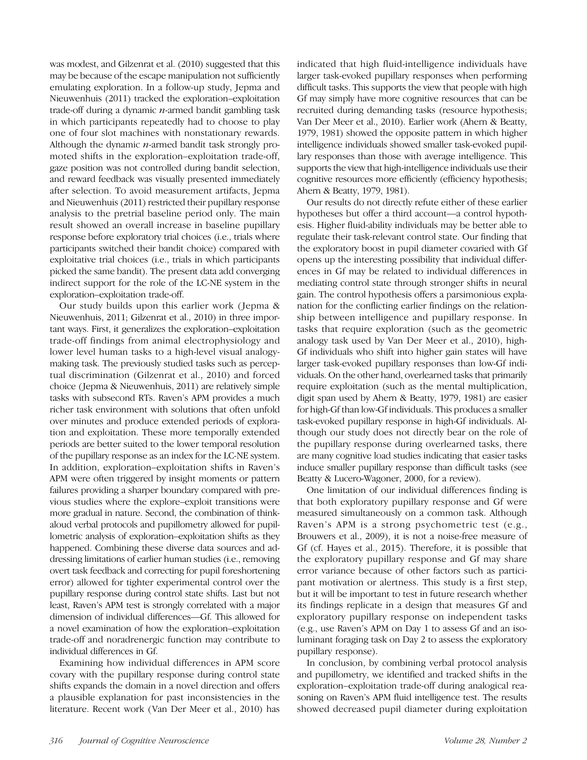was modest, and Gilzenrat et al. (2010) suggested that this may be because of the escape manipulation not sufficiently emulating exploration. In a follow-up study, Jepma and Nieuwenhuis (2011) tracked the exploration–exploitation trade-off during a dynamic *n*-armed bandit gambling task in which participants repeatedly had to choose to play one of four slot machines with nonstationary rewards. Although the dynamic *n*-armed bandit task strongly promoted shifts in the exploration–exploitation trade-off, gaze position was not controlled during bandit selection, and reward feedback was visually presented immediately after selection. To avoid measurement artifacts, Jepma and Nieuwenhuis (2011) restricted their pupillary response analysis to the pretrial baseline period only. The main result showed an overall increase in baseline pupillary response before exploratory trial choices (i.e., trials where participants switched their bandit choice) compared with exploitative trial choices (i.e., trials in which participants picked the same bandit). The present data add converging indirect support for the role of the LC-NE system in the exploration–exploitation trade-off.

Our study builds upon this earlier work (Jepma & Nieuwenhuis, 2011; Gilzenrat et al., 2010) in three important ways. First, it generalizes the exploration–exploitation trade-off findings from animal electrophysiology and lower level human tasks to a high-level visual analogy-making task. The previously studied tasks such as perceptual discrimination (Gilzenrat et al., 2010) and forced choice (Jepma & Nieuwenhuis, 2011) are relatively simple tasks with subsecond RTs. Raven's APM provides a much richer task environment with solutions that often unfold over minutes and produce extended periods of exploration and exploitation. These more temporally extended periods are better suited to the lower temporal resolution of the pupillary response as an index for the LC-NE system. In addition, exploration–exploitation shifts in Raven's APM were often triggered by insight moments or pattern failures providing a sharper boundary compared with previous studies where the explore–exploit transitions were more gradual in nature. Second, the combination of think-aloud verbal protocols and pupillometry allowed for pupillometric analysis of exploration–exploitation shifts as they happened. Combining these diverse data sources and addressing limitations of earlier human studies (i.e., removing overt task feedback and correcting for pupil foreshortening error) allowed for tighter experimental control over the pupillary response during control state shifts. Last but not least, Raven's APM test is strongly correlated with a major dimension of individual differences—Gf. This allowed for a novel examination of how the exploration–exploitation trade-off and noradrenergic function may contribute to individual differences in Gf.

Examining how individual differences in APM score covary with the pupillary response during control state shifts expands the domain in a novel direction and offers a plausible explanation for past inconsistencies in the literature. Recent work (Van Der Meer et al., 2010) has indicated that high fluid-intelligence individuals have larger task-evoked pupillary responses when performing difficult tasks. This supports the view that people with high Gf may simply have more cognitive resources that can be recruited during demanding tasks (resource hypothesis; Van Der Meer et al., 2010). Earlier work (Ahern & Beatty, 1979, 1981) showed the opposite pattern in which higher intelligence individuals showed smaller task-evoked pupillary responses than those with average intelligence. This supports the view that high-intelligence individuals use their cognitive resources more efficiently (efficiency hypothesis; Ahern & Beatty, 1979, 1981).

Our results do not directly refute either of these earlier hypotheses but offer a third account—a control hypothesis. Higher fluid-ability individuals may be better able to regulate their task-relevant control state. Our finding that the exploratory boost in pupil diameter covaried with Gf opens up the interesting possibility that individual differences in Gf may be related to individual differences in mediating control state through stronger shifts in neural gain. The control hypothesis offers a parsimonious explanation for the conflicting earlier findings on the relationship between intelligence and pupillary response. In tasks that require exploration (such as the geometric analogy task used by Van Der Meer et al., 2010), high-Gf individuals who shift into higher gain states will have larger task-evoked pupillary responses than low-Gf individuals. On the other hand, overlearned tasks that primarily require exploitation (such as the mental multiplication, digit span used by Ahern & Beatty, 1979, 1981) are easier for high-Gf than low-Gf individuals. This produces a smaller task-evoked pupillary response in high-Gf individuals. Although our study does not directly bear on the role of the pupillary response during overlearned tasks, there are many cognitive load studies indicating that easier tasks induce smaller pupillary response than difficult tasks (see Beatty & Lucero-Wagoner, 2000, for a review).

One limitation of our individual differences finding is that both exploratory pupillary response and Gf were measured simultaneously on a common task. Although Raven's APM is a strong psychometric test (e.g., Brouwers et al., 2009), it is not a noise-free measure of Gf (cf. Hayes et al., 2015). Therefore, it is possible that the exploratory pupillary response and Gf may share error variance because of other factors such as participant motivation or alertness. This study is a first step, but it will be important to test in future research whether its findings replicate in a design that measures Gf and exploratory pupillary response on independent tasks (e.g., use Raven's APM on Day 1 to assess Gf and an isoluminant foraging task on Day 2 to assess the exploratory pupillary response).

In conclusion, by combining verbal protocol analysis and pupillometry, we identified and tracked shifts in the exploration–exploitation trade-off during analogical reasoning on Raven's APM fluid intelligence test. The results showed decreased pupil diameter during exploitation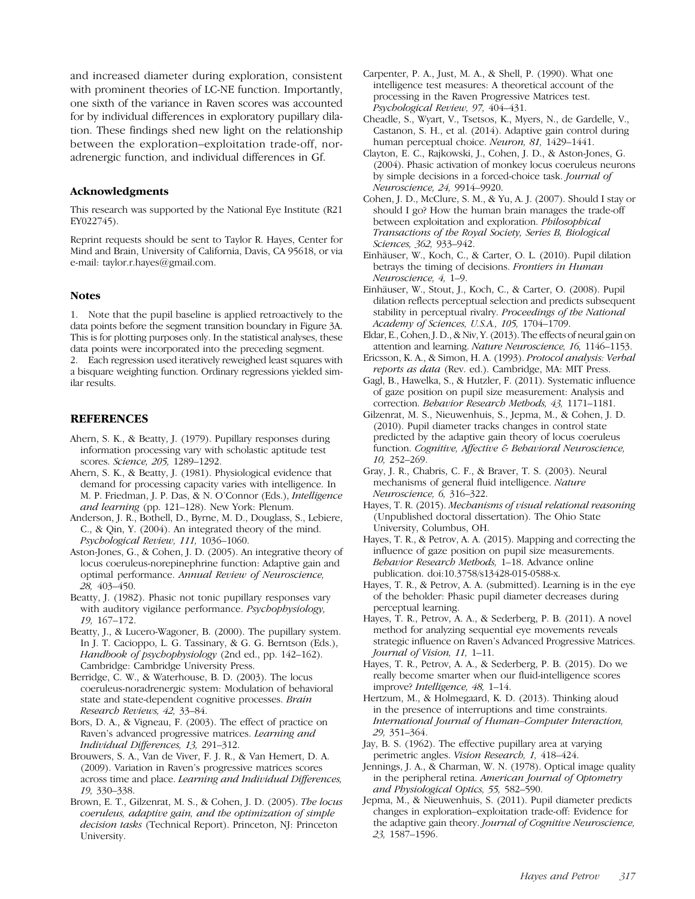and increased diameter during exploration, consistent with prominent theories of LC-NE function. Importantly, one sixth of the variance in Raven scores was accounted for by individual differences in exploratory pupillary dilation. These findings shed new light on the relationship between the exploration–exploitation trade-off, noradrenergic function, and individual differences in Gf.

### Acknowledgments

This research was supported by the National Eye Institute (R21 EY022745).

Reprint requests should be sent to Taylor R. Hayes, Center for Mind and Brain, University of California, Davis, CA 95618, or via e-mail: taylor.r.hayes@gmail.com.

### Notes

1. Note that the pupil baseline is applied retroactively to the data points before the segment transition boundary in Figure 3A. This is for plotting purposes only. In the statistical analyses, these data points were incorporated into the preceding segment.
2. Each regression used iteratively reweighed least squares with a bisquare weighting function. Ordinary regressions yielded similar results.

## REFERENCES

Ahern, S. K., & Beatty, J. (1979). Pupillary responses during information processing vary with scholastic aptitude test scores. *Science, 205,* 1289–1292.

Ahern, S. K., & Beatty, J. (1981). Physiological evidence that demand for processing capacity varies with intelligence. In M. P. Friedman, J. P. Das, & N. O'Connor (Eds.), *Intelligence and learning* (pp. 121–128). New York: Plenum.

Anderson, J. R., Bothell, D., Byrne, M. D., Douglass, S., Lebiere, C., & Qin, Y. (2004). An integrated theory of the mind. *Psychological Review, 111,* 1036–1060.

Aston-Jones, G., & Cohen, J. D. (2005). An integrative theory of locus coeruleus-norepinephrine function: Adaptive gain and optimal performance. *Annual Review of Neuroscience, 28,* 403–450.

Beatty, J. (1982). Phasic not tonic pupillary responses vary with auditory vigilance performance. *Psychophysiology, 19,* 167–172.

Beatty, J., & Lucero-Wagoner, B. (2000). The pupillary system. In J. T. Cacioppo, L. G. Tassinary, & G. G. Berntson (Eds.), *Handbook of psychophysiology* (2nd ed., pp. 142–162). Cambridge: Cambridge University Press.

Berridge, C. W., & Waterhouse, B. D. (2003). The locus coeruleus-noradrenergic system: Modulation of behavioral state and state-dependent cognitive processes. *Brain Research Reviews, 42,* 33–84.

Bors, D. A., & Vigneau, F. (2003). The effect of practice on Raven's advanced progressive matrices. *Learning and Individual Differences, 13,* 291–312.

Brouwers, S. A., Van de Viver, F. J. R., & Van Hemert, D. A. (2009). Variation in Raven's progressive matrices scores across time and place. *Learning and Individual Differences, 19,* 330–338.

Brown, E. T., Gilzenrat, M. S., & Cohen, J. D. (2005). *The locus coeruleus, adaptive gain, and the optimization of simple decision tasks* (Technical Report). Princeton, NJ: Princeton University.

Carpenter, P. A., Just, M. A., & Shell, P. (1990). What one intelligence test measures: A theoretical account of the processing in the Raven Progressive Matrices test. *Psychological Review, 97,* 404–431.

Cheadle, S., Wyart, V., Tsetsos, K., Myers, N., de Gardelle, V., Castanon, S. H., et al. (2014). Adaptive gain control during human perceptual choice. *Neuron, 81,* 1429–1441.

Clayton, E. C., Rajkowski, J., Cohen, J. D., & Aston-Jones, G. (2004). Phasic activation of monkey locus coeruleus neurons by simple decisions in a forced-choice task. *Journal of Neuroscience, 24,* 9914–9920.

Cohen, J. D., McClure, S. M., & Yu, A. J. (2007). Should I stay or should I go? How the human brain manages the trade-off between exploitation and exploration. *Philosophical Transactions of the Royal Society, Series B, Biological Sciences, 362,* 933–942.

Einhäuser, W., Koch, C., & Carter, O. L. (2010). Pupil dilation betrays the timing of decisions. *Frontiers in Human Neuroscience, 4,* 1–9.

Einhäuser, W., Stout, J., Koch, C., & Carter, O. (2008). Pupil dilation reflects perceptual selection and predicts subsequent stability in perceptual rivalry. *Proceedings of the National Academy of Sciences, U.S.A., 105,* 1704–1709.

Eldar, E., Cohen, J. D., & Niv, Y. (2013). The effects of neural gain on attention and learning. *Nature Neuroscience, 16,* 1146–1153.

Ericsson, K. A., & Simon, H. A. (1993). *Protocol analysis: Verbal reports as data* (Rev. ed.). Cambridge, MA: MIT Press.

Gagl, B., Hawelka, S., & Hutzler, F. (2011). Systematic influence of gaze position on pupil size measurement: Analysis and correction. *Behavior Research Methods, 43,* 1171–1181.

Gilzenrat, M. S., Nieuwenhuis, S., Jepma, M., & Cohen, J. D. (2010). Pupil diameter tracks changes in control state predicted by the adaptive gain theory of locus coeruleus function. *Cognitive, Affective & Behavioral Neuroscience, 10,* 252–269.

Gray, J. R., Chabris, C. F., & Braver, T. S. (2003). Neural mechanisms of general fluid intelligence. *Nature Neuroscience, 6,* 316–322.

Hayes, T. R. (2015). *Mechanisms of visual relational reasoning* (Unpublished doctoral dissertation). The Ohio State University, Columbus, OH.

Hayes, T. R., & Petrov, A. A. (2015). Mapping and correcting the influence of gaze position on pupil size measurements. *Behavior Research Methods,* 1–18. Advance online publication. doi:10.3758/s13428-015-0588-x.

Hayes, T. R., & Petrov, A. A. (submitted). Learning is in the eye of the beholder: Phasic pupil diameter decreases during perceptual learning.

Hayes, T. R., Petrov, A. A., & Sederberg, P. B. (2011). A novel method for analyzing sequential eye movements reveals strategic influence on Raven's Advanced Progressive Matrices. *Journal of Vision, 11,* 1–11.

Hayes, T. R., Petrov, A. A., & Sederberg, P. B. (2015). Do we really become smarter when our fluid-intelligence scores improve? *Intelligence, 48,* 1–14.

Hertzum, M., & Holmegaard, K. D. (2013). Thinking aloud in the presence of interruptions and time constraints. *International Journal of Human–Computer Interaction, 29,* 351–364.

Jay, B. S. (1962). The effective pupillary area at varying perimetric angles. *Vision Research, 1,* 418–424.

Jennings, J. A., & Charman, W. N. (1978). Optical image quality in the peripheral retina. *American Journal of Optometry and Physiological Optics, 55,* 582–590.

Jepma, M., & Nieuwenhuis, S. (2011). Pupil diameter predicts changes in exploration–exploitation trade-off: Evidence for the adaptive gain theory. *Journal of Cognitive Neuroscience, 23,* 1587–1596.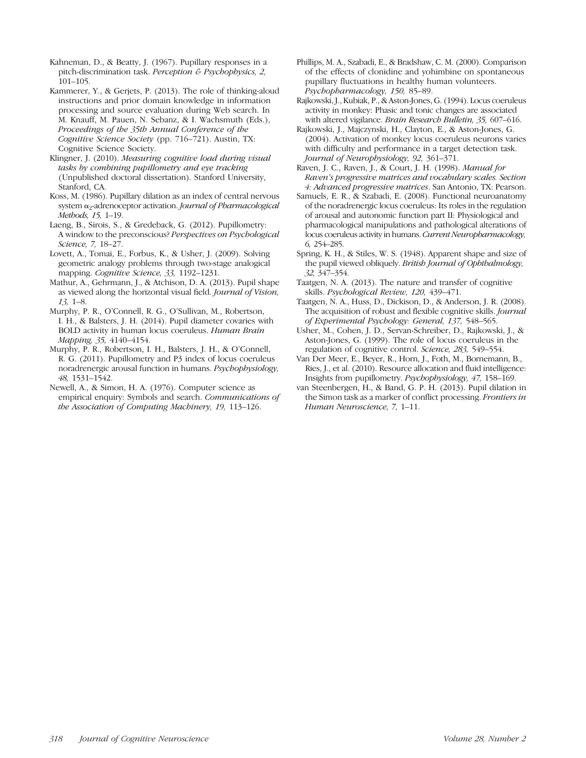Kahneman, D., & Beatty, J. (1967). Pupillary responses in a pitch-discrimination task. *Perception & Psychophysics, 2,* 101–105.

Kammerer, Y., & Gerjets, P. (2013). The role of thinking-aloud instructions and prior domain knowledge in information processing and source evaluation during Web search. In M. Knauff, M. Pauen, N. Sebanz, & I. Wachsmuth (Eds.), *Proceedings of the 35th Annual Conference of the Cognitive Science Society* (pp. 716–721). Austin, TX: Cognitive Science Society.

Klingner, J. (2010). *Measuring cognitive load during visual tasks by combining pupillometry and eye tracking* (Unpublished doctoral dissertation). Stanford University, Stanford, CA.

Koss, M. (1986). Pupillary dilation as an index of central nervous system $\alpha_2$-adrenoceptor activation. *Journal of Pharmacological Methods, 15,* 1–19.

Laeng, B., Sirois, S., & Gredeback, G. (2012). Pupillometry: A window to the preconscious? *Perspectives on Psychological Science, 7,* 18–27.

Lovett, A., Tomai, E., Forbus, K., & Usher, J. (2009). Solving geometric analogy problems through two-stage analogical mapping. *Cognitive Science, 33,* 1192–1231.

Mathur, A., Gehrmann, J., & Atchison, D. A. (2013). Pupil shape as viewed along the horizontal visual field. *Journal of Vision, 13,* 1–8.

Murphy, P. R., O'Connell, R. G., O'Sullivan, M., Robertson, I. H., & Balsters, J. H. (2014). Pupil diameter covaries with BOLD activity in human locus coeruleus. *Human Brain Mapping, 35,* 4140–4154.

Murphy, P. R., Robertson, I. H., Balsters, J. H., & O'Connell, R. G. (2011). Pupillometry and P3 index of locus coeruleus noradrenergic arousal function in humans. *Psychophysiology, 48,* 1531–1542.

Newell, A., & Simon, H. A. (1976). Computer science as empirical enquiry: Symbols and search. *Communications of the Association of Computing Machinery, 19,* 113–126.

Phillips, M. A., Szabadi, E., & Bradshaw, C. M. (2000). Comparison of the effects of clonidine and yohimbine on spontaneous pupillary fluctuations in healthy human volunteers. *Psychopharmacology, 150,* 85–89.

Rajkowski, J., Kubiak, P., & Aston-Jones, G. (1994). Locus coeruleus activity in monkey: Phasic and tonic changes are associated with altered vigilance. *Brain Research Bulletin, 35,* 607–616.

Rajkowski, J., Majczynski, H., Clayton, E., & Aston-Jones, G. (2004). Activation of monkey locus coeruleus neurons varies with difficulty and performance in a target detection task. *Journal of Neurophysiology, 92,* 361–371.

Raven, J. C., Raven, J., & Court, J. H. (1998). *Manual for Raven's progressive matrices and vocabulary scales. Section 4: Advanced progressive matrices*. San Antonio, TX: Pearson.

Samuels, E. R., & Szabadi, E. (2008). Functional neuroanatomy of the noradrenergic locus coeruleus: Its roles in the regulation of arousal and autonomic function part II: Physiological and pharmacological manipulations and pathological alterations of locus coeruleus activity in humans. *Current Neuropharmacology, 6,* 254–285.

Spring, K. H., & Stiles, W. S. (1948). Apparent shape and size of the pupil viewed obliquely. *British Journal of Ophthalmology, 32,* 347–354.

Taatgen, N. A. (2013). The nature and transfer of cognitive skills. *Psychological Review, 120,* 439–471.

Taatgen, N. A., Huss, D., Dickison, D., & Anderson, J. R. (2008). The acquisition of robust and flexible cognitive skills. *Journal of Experimental Psychology: General, 137,* 548–565.

Usher, M., Cohen, J. D., Servan-Schreiber, D., Rajkowski, J., & Aston-Jones, G. (1999). The role of locus coeruleus in the regulation of cognitive control. *Science, 283,* 549–554.

Van Der Meer, E., Beyer, R., Horn, J., Foth, M., Bornemann, B., Ries, J., et al. (2010). Resource allocation and fluid intelligence: Insights from pupillometry. *Psychophysiology, 47,* 158–169.

van Steenbergen, H., & Band, G. P. H. (2013). Pupil dilation in the Simon task as a marker of conflict processing. *Frontiers in Human Neuroscience, 7,* 1–11.